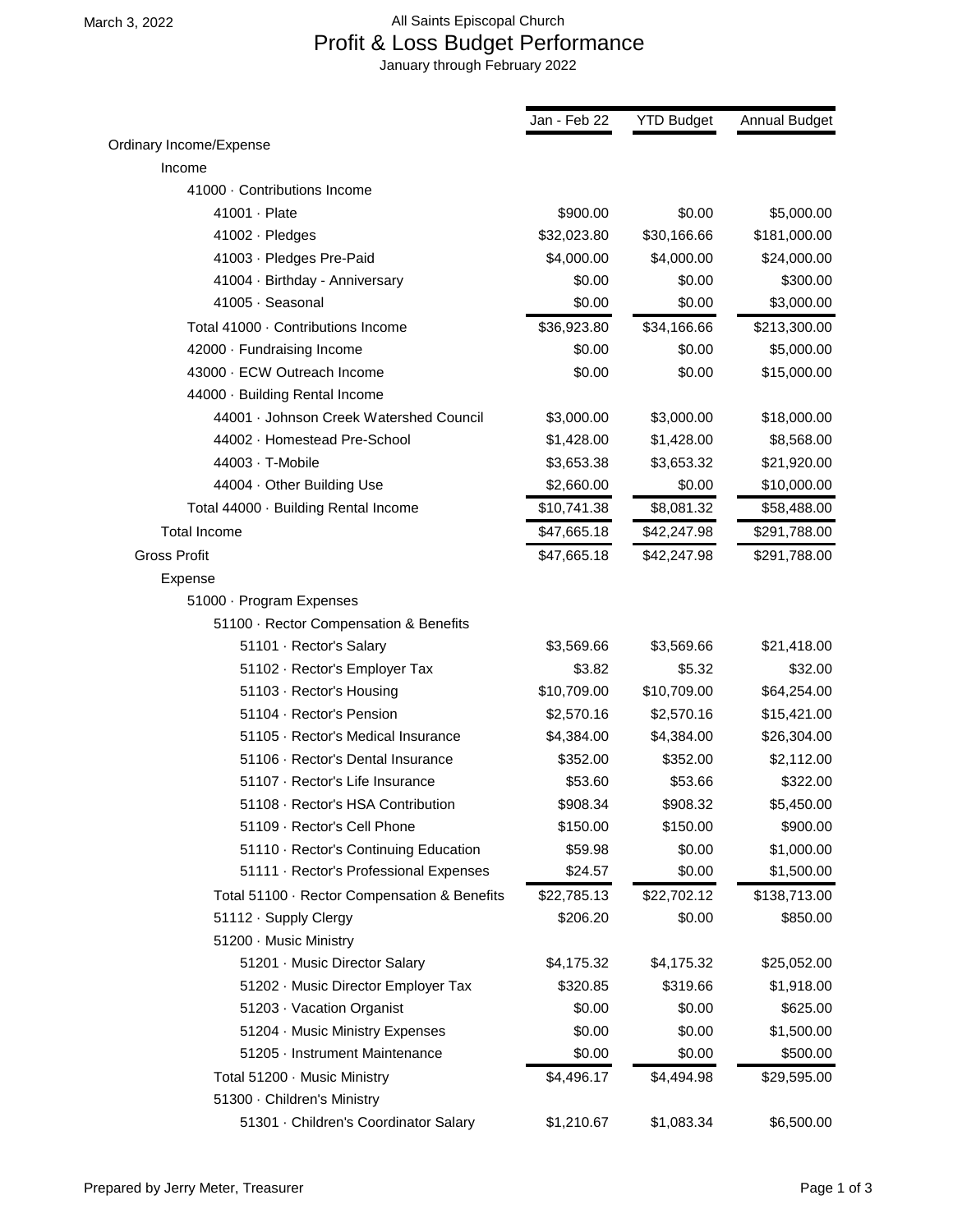March 3, 2022

# All Saints Episcopal Church

## Profit & Loss Budget Performance

January through February 2022

| | Jan - Feb 22 | YTD Budget | Annual Budget |
|---|---|---|---|
| Ordinary Income/Expense | | | |
| Income | | | |
| 41000 · Contributions Income | | | |
| 41001 · Plate | $900.00 | $0.00 | $5,000.00 |
| 41002 · Pledges | $32,023.80 | $30,166.66 | $181,000.00 |
| 41003 · Pledges Pre-Paid | $4,000.00 | $4,000.00 | $24,000.00 |
| 41004 · Birthday - Anniversary | $0.00 | $0.00 | $300.00 |
| 41005 · Seasonal | $0.00 | $0.00 | $3,000.00 |
| Total 41000 · Contributions Income | $36,923.80 | $34,166.66 | $213,300.00 |
| 42000 · Fundraising Income | $0.00 | $0.00 | $5,000.00 |
| 43000 · ECW Outreach Income | $0.00 | $0.00 | $15,000.00 |
| 44000 · Building Rental Income | | | |
| 44001 · Johnson Creek Watershed Council | $3,000.00 | $3,000.00 | $18,000.00 |
| 44002 · Homestead Pre-School | $1,428.00 | $1,428.00 | $8,568.00 |
| 44003 · T-Mobile | $3,653.38 | $3,653.32 | $21,920.00 |
| 44004 · Other Building Use | $2,660.00 | $0.00 | $10,000.00 |
| Total 44000 · Building Rental Income | $10,741.38 | $8,081.32 | $58,488.00 |
| Total Income | $47,665.18 | $42,247.98 | $291,788.00 |
| Gross Profit | $47,665.18 | $42,247.98 | $291,788.00 |
| Expense | | | |
| 51000 · Program Expenses | | | |
| 51100 · Rector Compensation & Benefits | | | |
| 51101 · Rector's Salary | $3,569.66 | $3,569.66 | $21,418.00 |
| 51102 · Rector's Employer Tax | $3.82 | $5.32 | $32.00 |
| 51103 · Rector's Housing | $10,709.00 | $10,709.00 | $64,254.00 |
| 51104 · Rector's Pension | $2,570.16 | $2,570.16 | $15,421.00 |
| 51105 · Rector's Medical Insurance | $4,384.00 | $4,384.00 | $26,304.00 |
| 51106 · Rector's Dental Insurance | $352.00 | $352.00 | $2,112.00 |
| 51107 · Rector's Life Insurance | $53.60 | $53.66 | $322.00 |
| 51108 · Rector's HSA Contribution | $908.34 | $908.32 | $5,450.00 |
| 51109 · Rector's Cell Phone | $150.00 | $150.00 | $900.00 |
| 51110 · Rector's Continuing Education | $59.98 | $0.00 | $1,000.00 |
| 51111 · Rector's Professional Expenses | $24.57 | $0.00 | $1,500.00 |
| Total 51100 · Rector Compensation & Benefits | $22,785.13 | $22,702.12 | $138,713.00 |
| 51112 · Supply Clergy | $206.20 | $0.00 | $850.00 |
| 51200 · Music Ministry | | | |
| 51201 · Music Director Salary | $4,175.32 | $4,175.32 | $25,052.00 |
| 51202 · Music Director Employer Tax | $320.85 | $319.66 | $1,918.00 |
| 51203 · Vacation Organist | $0.00 | $0.00 | $625.00 |
| 51204 · Music Ministry Expenses | $0.00 | $0.00 | $1,500.00 |
| 51205 · Instrument Maintenance | $0.00 | $0.00 | $500.00 |
| Total 51200 · Music Ministry | $4,496.17 | $4,494.98 | $29,595.00 |
| 51300 · Children's Ministry | | | |
| 51301 · Children's Coordinator Salary | $1,210.67 | $1,083.34 | $6,500.00 |

Prepared by Jerry Meter, Treasurer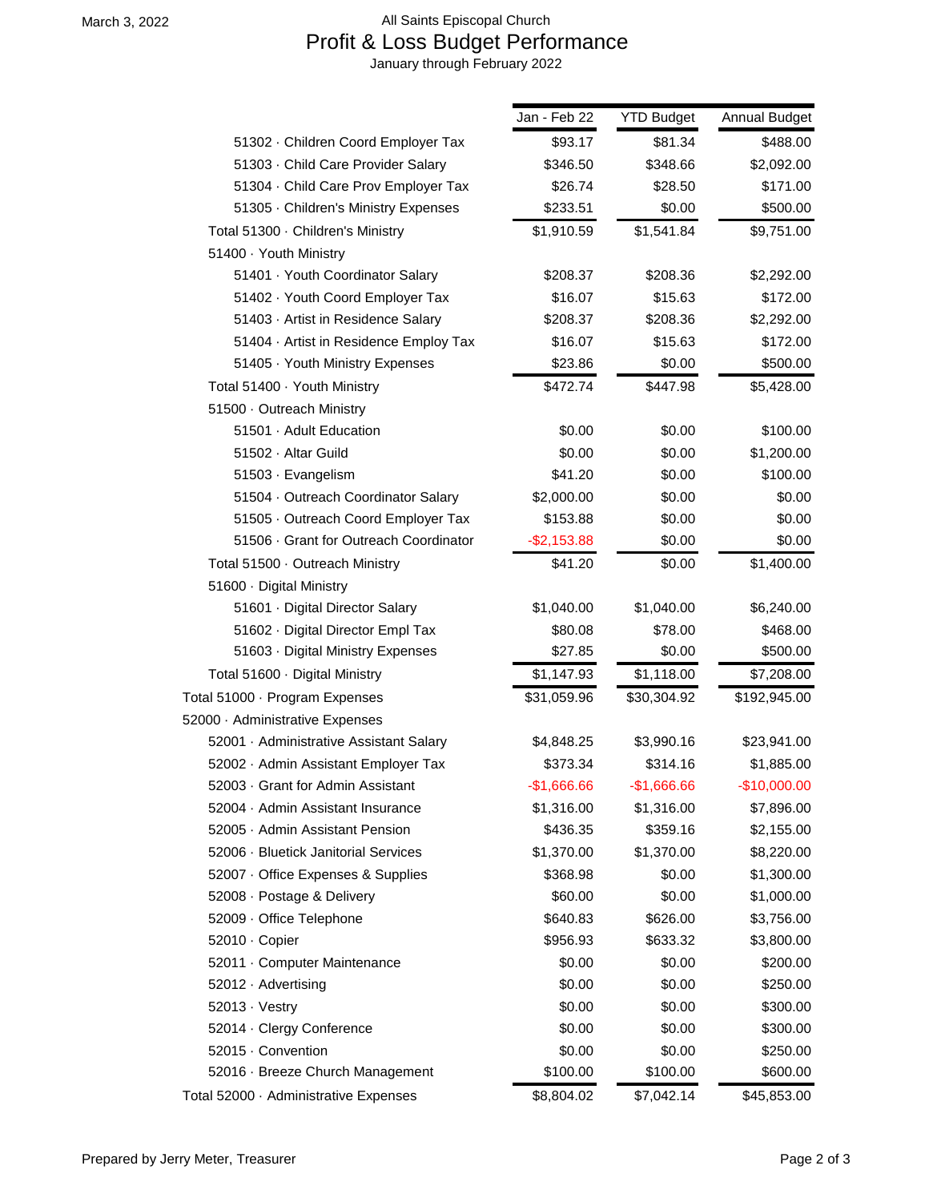March 3, 2022

All Saints Episcopal Church

# Profit & Loss Budget Performance

January through February 2022

| | Jan - Feb 22 | YTD Budget | Annual Budget |
|---|---|---|---|
| 51302 · Children Coord Employer Tax | $93.17 | $81.34 | $488.00 |
| 51303 · Child Care Provider Salary | $346.50 | $348.66 | $2,092.00 |
| 51304 · Child Care Prov Employer Tax | $26.74 | $28.50 | $171.00 |
| 51305 · Children's Ministry Expenses | $233.51 | $0.00 | $500.00 |
| Total 51300 · Children's Ministry | $1,910.59 | $1,541.84 | $9,751.00 |
| 51400 · Youth Ministry | | | |
| 51401 · Youth Coordinator Salary | $208.37 | $208.36 | $2,292.00 |
| 51402 · Youth Coord Employer Tax | $16.07 | $15.63 | $172.00 |
| 51403 · Artist in Residence Salary | $208.37 | $208.36 | $2,292.00 |
| 51404 · Artist in Residence Employ Tax | $16.07 | $15.63 | $172.00 |
| 51405 · Youth Ministry Expenses | $23.86 | $0.00 | $500.00 |
| Total 51400 · Youth Ministry | $472.74 | $447.98 | $5,428.00 |
| 51500 · Outreach Ministry | | | |
| 51501 · Adult Education | $0.00 | $0.00 | $100.00 |
| 51502 · Altar Guild | $0.00 | $0.00 | $1,200.00 |
| 51503 · Evangelism | $41.20 | $0.00 | $100.00 |
| 51504 · Outreach Coordinator Salary | $2,000.00 | $0.00 | $0.00 |
| 51505 · Outreach Coord Employer Tax | $153.88 | $0.00 | $0.00 |
| 51506 · Grant for Outreach Coordinator | -$2,153.88 | $0.00 | $0.00 |
| Total 51500 · Outreach Ministry | $41.20 | $0.00 | $1,400.00 |
| 51600 · Digital Ministry | | | |
| 51601 · Digital Director Salary | $1,040.00 | $1,040.00 | $6,240.00 |
| 51602 · Digital Director Empl Tax | $80.08 | $78.00 | $468.00 |
| 51603 · Digital Ministry Expenses | $27.85 | $0.00 | $500.00 |
| Total 51600 · Digital Ministry | $1,147.93 | $1,118.00 | $7,208.00 |
| Total 51000 · Program Expenses | $31,059.96 | $30,304.92 | $192,945.00 |
| 52000 · Administrative Expenses | | | |
| 52001 · Administrative Assistant Salary | $4,848.25 | $3,990.16 | $23,941.00 |
| 52002 · Admin Assistant Employer Tax | $373.34 | $314.16 | $1,885.00 |
| 52003 · Grant for Admin Assistant | -$1,666.66 | -$1,666.66 | -$10,000.00 |
| 52004 · Admin Assistant Insurance | $1,316.00 | $1,316.00 | $7,896.00 |
| 52005 · Admin Assistant Pension | $436.35 | $359.16 | $2,155.00 |
| 52006 · Bluetick Janitorial Services | $1,370.00 | $1,370.00 | $8,220.00 |
| 52007 · Office Expenses & Supplies | $368.98 | $0.00 | $1,300.00 |
| 52008 · Postage & Delivery | $60.00 | $0.00 | $1,000.00 |
| 52009 · Office Telephone | $640.83 | $626.00 | $3,756.00 |
| 52010 · Copier | $956.93 | $633.32 | $3,800.00 |
| 52011 · Computer Maintenance | $0.00 | $0.00 | $200.00 |
| 52012 · Advertising | $0.00 | $0.00 | $250.00 |
| 52013 · Vestry | $0.00 | $0.00 | $300.00 |
| 52014 · Clergy Conference | $0.00 | $0.00 | $300.00 |
| 52015 · Convention | $0.00 | $0.00 | $250.00 |
| 52016 · Breeze Church Management | $100.00 | $100.00 | $600.00 |
| Total 52000 · Administrative Expenses | $8,804.02 | $7,042.14 | $45,853.00 |

Prepared by Jerry Meter, Treasurer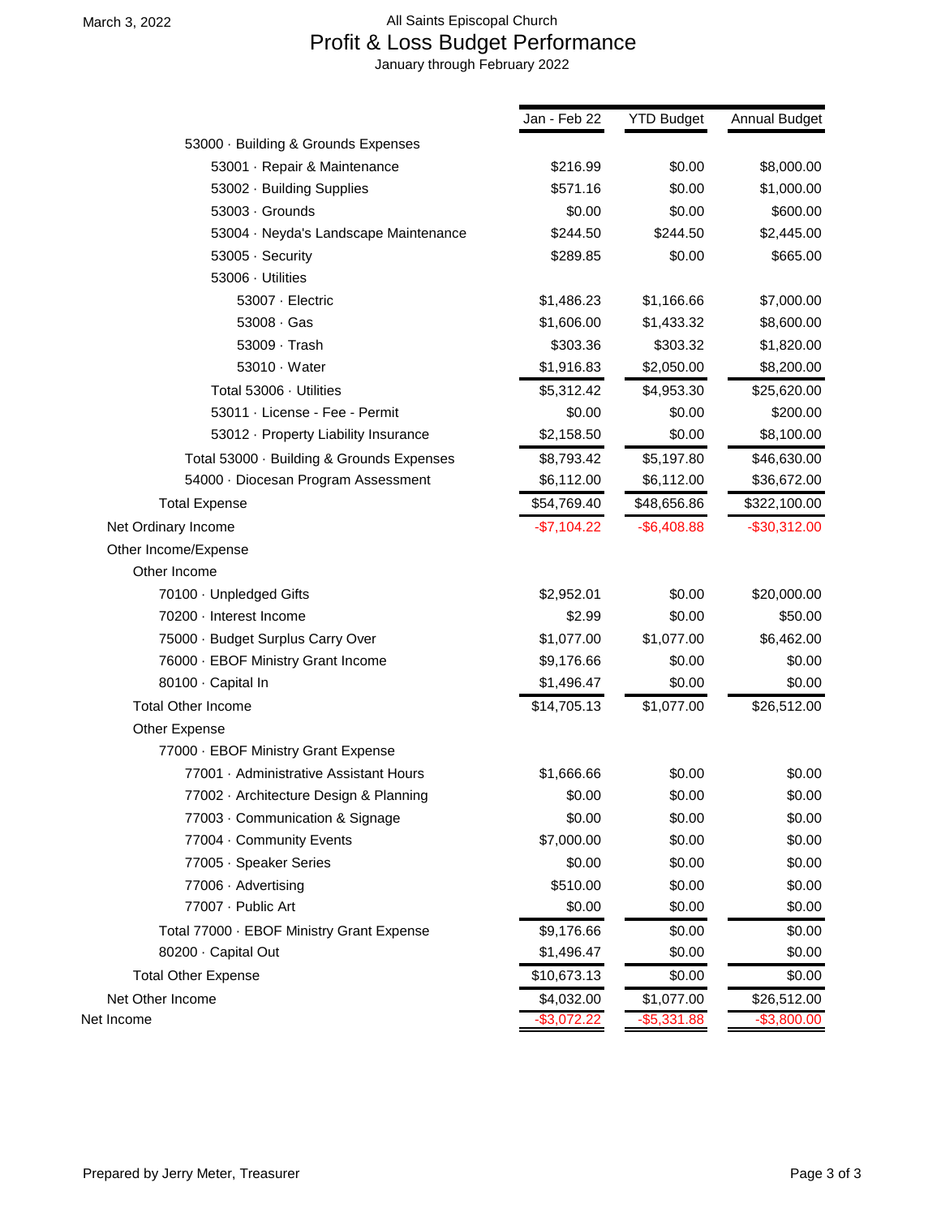All Saints Episcopal Church

# Profit & Loss Budget Performance

January through February 2022

| | Jan - Feb 22 | YTD Budget | Annual Budget |
|---|---|---|---|
| 53000 · Building & Grounds Expenses | | | |
| 53001 · Repair & Maintenance | $216.99 | $0.00 | $8,000.00 |
| 53002 · Building Supplies | $571.16 | $0.00 | $1,000.00 |
| 53003 · Grounds | $0.00 | $0.00 | $600.00 |
| 53004 · Neyda's Landscape Maintenance | $244.50 | $244.50 | $2,445.00 |
| 53005 · Security | $289.85 | $0.00 | $665.00 |
| 53006 · Utilities | | | |
| 53007 · Electric | $1,486.23 | $1,166.66 | $7,000.00 |
| 53008 · Gas | $1,606.00 | $1,433.32 | $8,600.00 |
| 53009 · Trash | $303.36 | $303.32 | $1,820.00 |
| 53010 · Water | $1,916.83 | $2,050.00 | $8,200.00 |
| Total 53006 · Utilities | $5,312.42 | $4,953.30 | $25,620.00 |
| 53011 · License - Fee - Permit | $0.00 | $0.00 | $200.00 |
| 53012 · Property Liability Insurance | $2,158.50 | $0.00 | $8,100.00 |
| Total 53000 · Building & Grounds Expenses | $8,793.42 | $5,197.80 | $46,630.00 |
| 54000 · Diocesan Program Assessment | $6,112.00 | $6,112.00 | $36,672.00 |
| Total Expense | $54,769.40 | $48,656.86 | $322,100.00 |
| Net Ordinary Income | -$7,104.22 | -$6,408.88 | -$30,312.00 |
| Other Income/Expense | | | |
| Other Income | | | |
| 70100 · Unpledged Gifts | $2,952.01 | $0.00 | $20,000.00 |
| 70200 · Interest Income | $2.99 | $0.00 | $50.00 |
| 75000 · Budget Surplus Carry Over | $1,077.00 | $1,077.00 | $6,462.00 |
| 76000 · EBOF Ministry Grant Income | $9,176.66 | $0.00 | $0.00 |
| 80100 · Capital In | $1,496.47 | $0.00 | $0.00 |
| Total Other Income | $14,705.13 | $1,077.00 | $26,512.00 |
| Other Expense | | | |
| 77000 · EBOF Ministry Grant Expense | | | |
| 77001 · Administrative Assistant Hours | $1,666.66 | $0.00 | $0.00 |
| 77002 · Architecture Design & Planning | $0.00 | $0.00 | $0.00 |
| 77003 · Communication & Signage | $0.00 | $0.00 | $0.00 |
| 77004 · Community Events | $7,000.00 | $0.00 | $0.00 |
| 77005 · Speaker Series | $0.00 | $0.00 | $0.00 |
| 77006 · Advertising | $510.00 | $0.00 | $0.00 |
| 77007 · Public Art | $0.00 | $0.00 | $0.00 |
| Total 77000 · EBOF Ministry Grant Expense | $9,176.66 | $0.00 | $0.00 |
| 80200 · Capital Out | $1,496.47 | $0.00 | $0.00 |
| Total Other Expense | $10,673.13 | $0.00 | $0.00 |
| Net Other Income | $4,032.00 | $1,077.00 | $26,512.00 |
| Net Income | -$3,072.22 | -$5,331.88 | -$3,800.00 |

Prepared by Jerry Meter, Treasurer